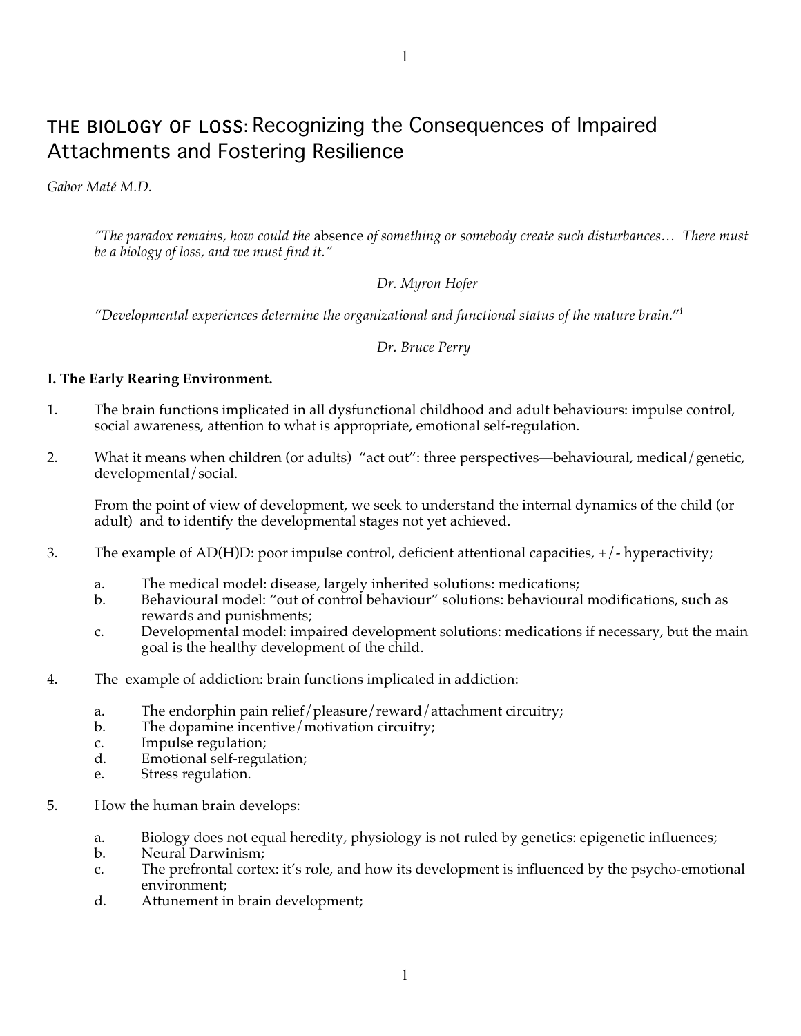# THE BIOLOGY OF LOSS: Recognizing the Consequences of Impaired Attachments and Fostering Resilience

*Gabor Maté M.D.*

---

> *"The paradox remains, how could the* absence *of something or somebody create such disturbances… There must be a biology of loss, and we must find it."*
>
> *Dr. Myron Hofer*
>
> *"Developmental experiences determine the organizational and functional status of the mature brain."*[i]
>
> *Dr. Bruce Perry*

**I. The Early Rearing Environment.**

1. The brain functions implicated in all dysfunctional childhood and adult behaviours: impulse control, social awareness, attention to what is appropriate, emotional self-regulation.

2. What it means when children (or adults) "act out": three perspectives—behavioural, medical/genetic, developmental/social.

   From the point of view of development, we seek to understand the internal dynamics of the child (or adult) and to identify the developmental stages not yet achieved.

3. The example of AD(H)D: poor impulse control, deficient attentional capacities, +/- hyperactivity;

   a. The medical model: disease, largely inherited solutions: medications;
   b. Behavioural model: "out of control behaviour" solutions: behavioural modifications, such as rewards and punishments;
   c. Developmental model: impaired development solutions: medications if necessary, but the main goal is the healthy development of the child.

4. The example of addiction: brain functions implicated in addiction:

   a. The endorphin pain relief/pleasure/reward/attachment circuitry;
   b. The dopamine incentive/motivation circuitry;
   c. Impulse regulation;
   d. Emotional self-regulation;
   e. Stress regulation.

5. How the human brain develops:

   a. Biology does not equal heredity, physiology is not ruled by genetics: epigenetic influences;
   b. Neural Darwinism;
   c. The prefrontal cortex: it's role, and how its development is influenced by the psycho-emotional environment;
   d. Attunement in brain development;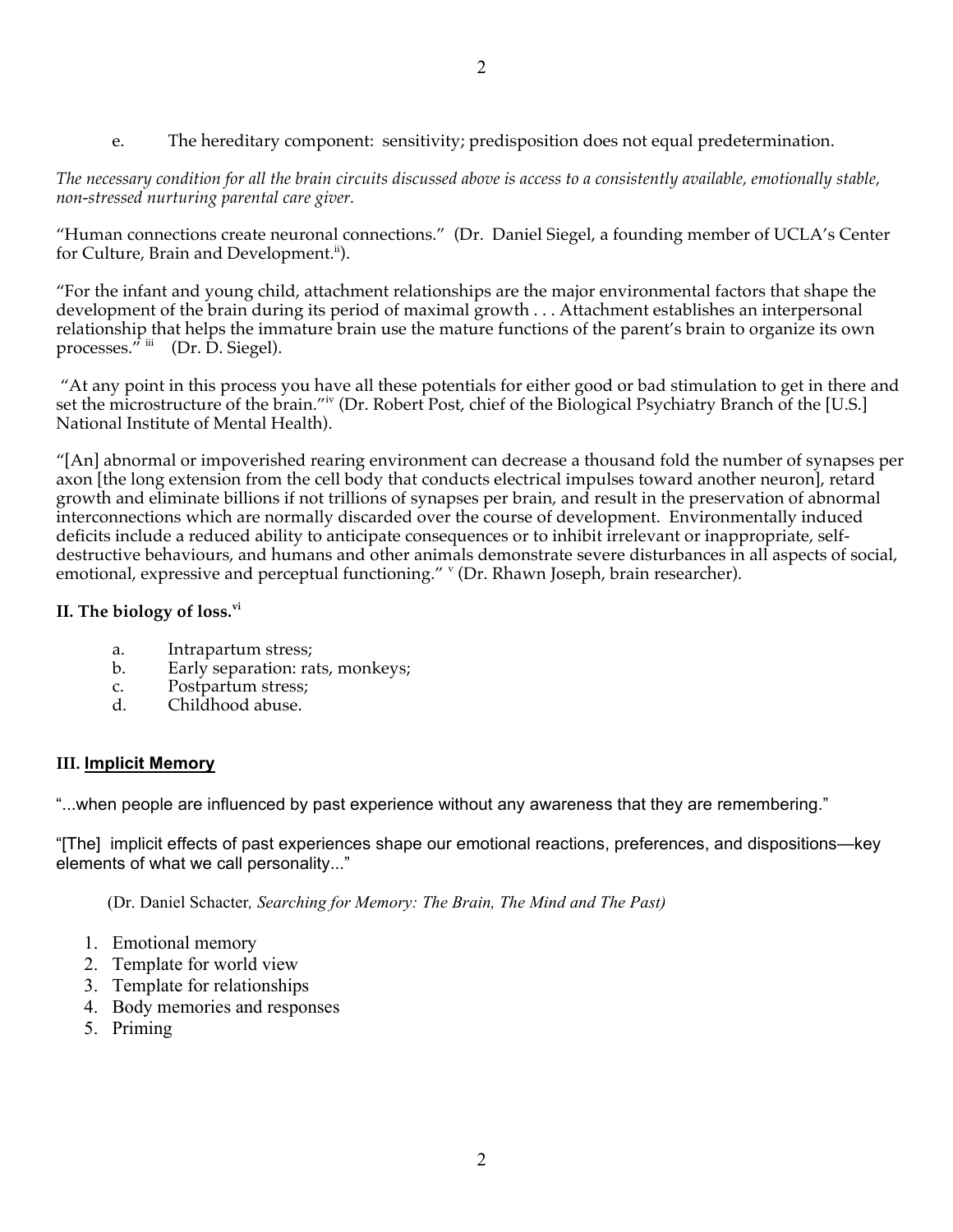e. The hereditary component: sensitivity; predisposition does not equal predetermination.

*The necessary condition for all the brain circuits discussed above is access to a consistently available, emotionally stable, non-stressed nurturing parental care giver.*

"Human connections create neuronal connections." (Dr. Daniel Siegel, a founding member of UCLA's Center for Culture, Brain and Development.[ii]).

"For the infant and young child, attachment relationships are the major environmental factors that shape the development of the brain during its period of maximal growth . . . Attachment establishes an interpersonal relationship that helps the immature brain use the mature functions of the parent's brain to organize its own processes."[iii] (Dr. D. Siegel).

"At any point in this process you have all these potentials for either good or bad stimulation to get in there and set the microstructure of the brain."[iv] (Dr. Robert Post, chief of the Biological Psychiatry Branch of the [U.S.] National Institute of Mental Health).

"[An] abnormal or impoverished rearing environment can decrease a thousand fold the number of synapses per axon [the long extension from the cell body that conducts electrical impulses toward another neuron], retard growth and eliminate billions if not trillions of synapses per brain, and result in the preservation of abnormal interconnections which are normally discarded over the course of development. Environmentally induced deficits include a reduced ability to anticipate consequences or to inhibit irrelevant or inappropriate, self-destructive behaviours, and humans and other animals demonstrate severe disturbances in all aspects of social, emotional, expressive and perceptual functioning."[v] (Dr. Rhawn Joseph, brain researcher).

## II. The biology of loss.[vi]

a. Intrapartum stress;
b. Early separation: rats, monkeys;
c. Postpartum stress;
d. Childhood abuse.

## III. Implicit Memory

"...when people are influenced by past experience without any awareness that they are remembering."

"[The] implicit effects of past experiences shape our emotional reactions, preferences, and dispositions—key elements of what we call personality..."

(Dr. Daniel Schacter, *Searching for Memory: The Brain, The Mind and The Past)*

1. Emotional memory
2. Template for world view
3. Template for relationships
4. Body memories and responses
5. Priming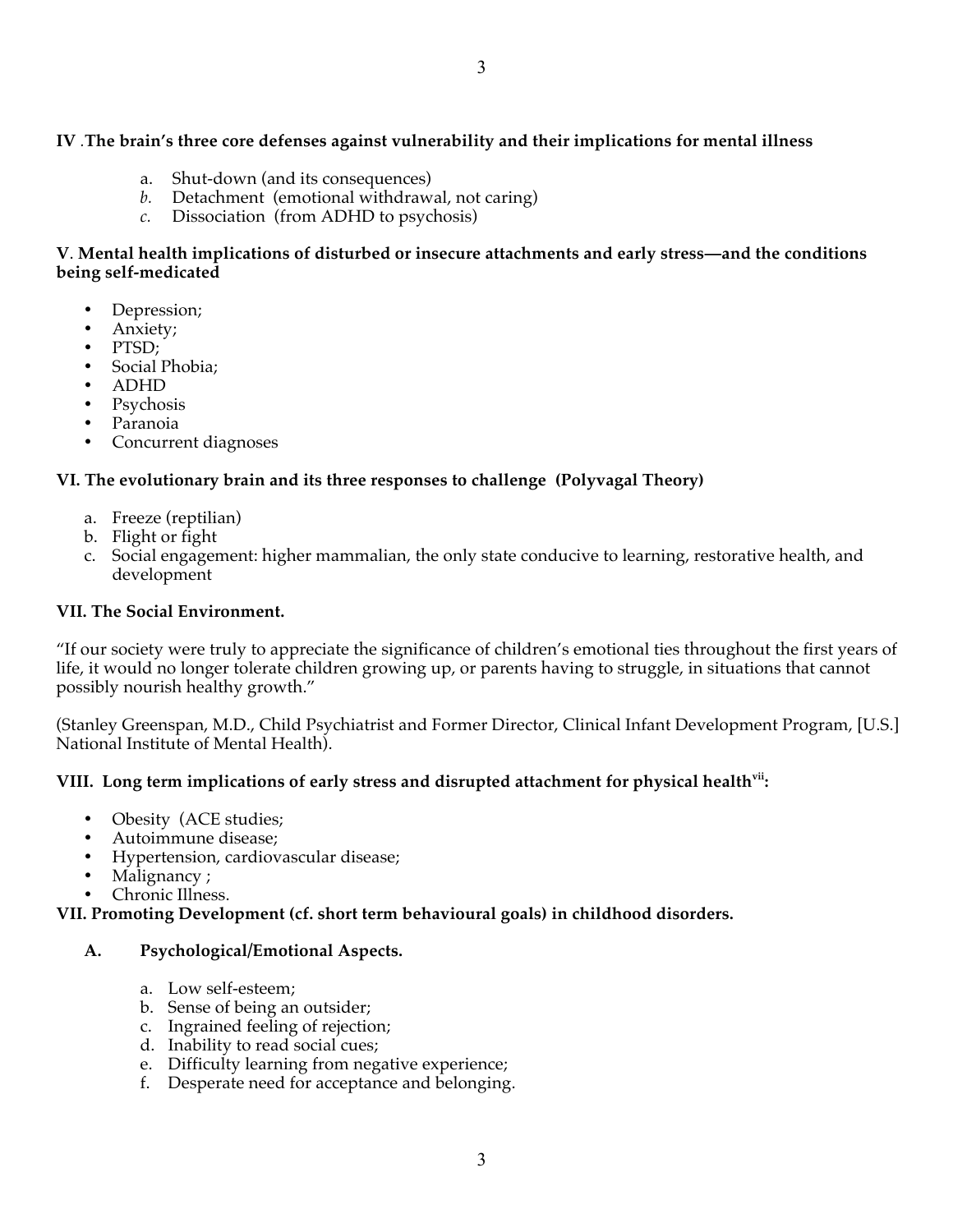**IV .The brain's three core defenses against vulnerability and their implications for mental illness**

a. Shut-down (and its consequences)
*b.* Detachment (emotional withdrawal, not caring)
*c.* Dissociation (from ADHD to psychosis)

**V. Mental health implications of disturbed or insecure attachments and early stress—and the conditions being self-medicated**

- Depression;
- Anxiety;
- PTSD;
- Social Phobia;
- ADHD
- Psychosis
- Paranoia
- Concurrent diagnoses

**VI. The evolutionary brain and its three responses to challenge (Polyvagal Theory)**

a. Freeze (reptilian)
b. Flight or fight
c. Social engagement: higher mammalian, the only state conducive to learning, restorative health, and development

**VII. The Social Environment.**

"If our society were truly to appreciate the significance of children's emotional ties throughout the first years of life, it would no longer tolerate children growing up, or parents having to struggle, in situations that cannot possibly nourish healthy growth."

(Stanley Greenspan, M.D., Child Psychiatrist and Former Director, Clinical Infant Development Program, [U.S.] National Institute of Mental Health).

**VIII. Long term implications of early stress and disrupted attachment for physical health[vii]:**

- Obesity (ACE studies;
- Autoimmune disease;
- Hypertension, cardiovascular disease;
- Malignancy ;
- Chronic Illness.

**VII. Promoting Development (cf. short term behavioural goals) in childhood disorders.**

**A. Psychological/Emotional Aspects.**

a. Low self-esteem;
b. Sense of being an outsider;
c. Ingrained feeling of rejection;
d. Inability to read social cues;
e. Difficulty learning from negative experience;
f. Desperate need for acceptance and belonging.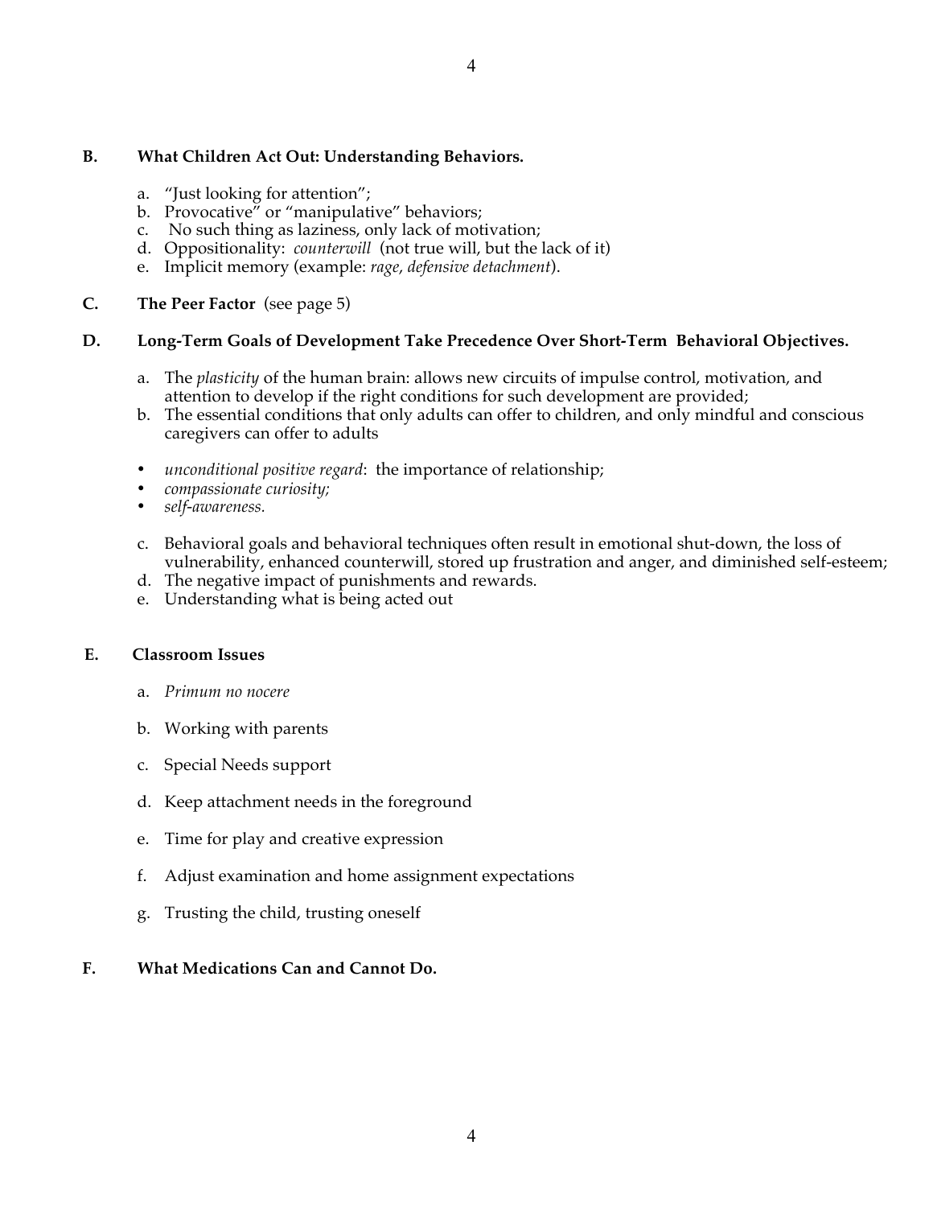**B. What Children Act Out: Understanding Behaviors.**

a. "Just looking for attention";
b. Provocative" or "manipulative" behaviors;
c. No such thing as laziness, only lack of motivation;
d. Oppositionality: *counterwill* (not true will, but the lack of it)
e. Implicit memory (example: *rage*, *defensive detachment*).

**C. The Peer Factor** (see page 5)

**D. Long-Term Goals of Development Take Precedence Over Short-Term Behavioral Objectives.**

a. The *plasticity* of the human brain: allows new circuits of impulse control, motivation, and attention to develop if the right conditions for such development are provided;
b. The essential conditions that only adults can offer to children, and only mindful and conscious caregivers can offer to adults

- *unconditional positive regard*: the importance of relationship;
- *compassionate curiosity;*
- *self-awareness.*

c. Behavioral goals and behavioral techniques often result in emotional shut-down, the loss of vulnerability, enhanced counterwill, stored up frustration and anger, and diminished self-esteem;
d. The negative impact of punishments and rewards.
e. Understanding what is being acted out

**E. Classroom Issues**

a. *Primum no nocere*

b. Working with parents

c. Special Needs support

d. Keep attachment needs in the foreground

e. Time for play and creative expression

f. Adjust examination and home assignment expectations

g. Trusting the child, trusting oneself

**F. What Medications Can and Cannot Do.**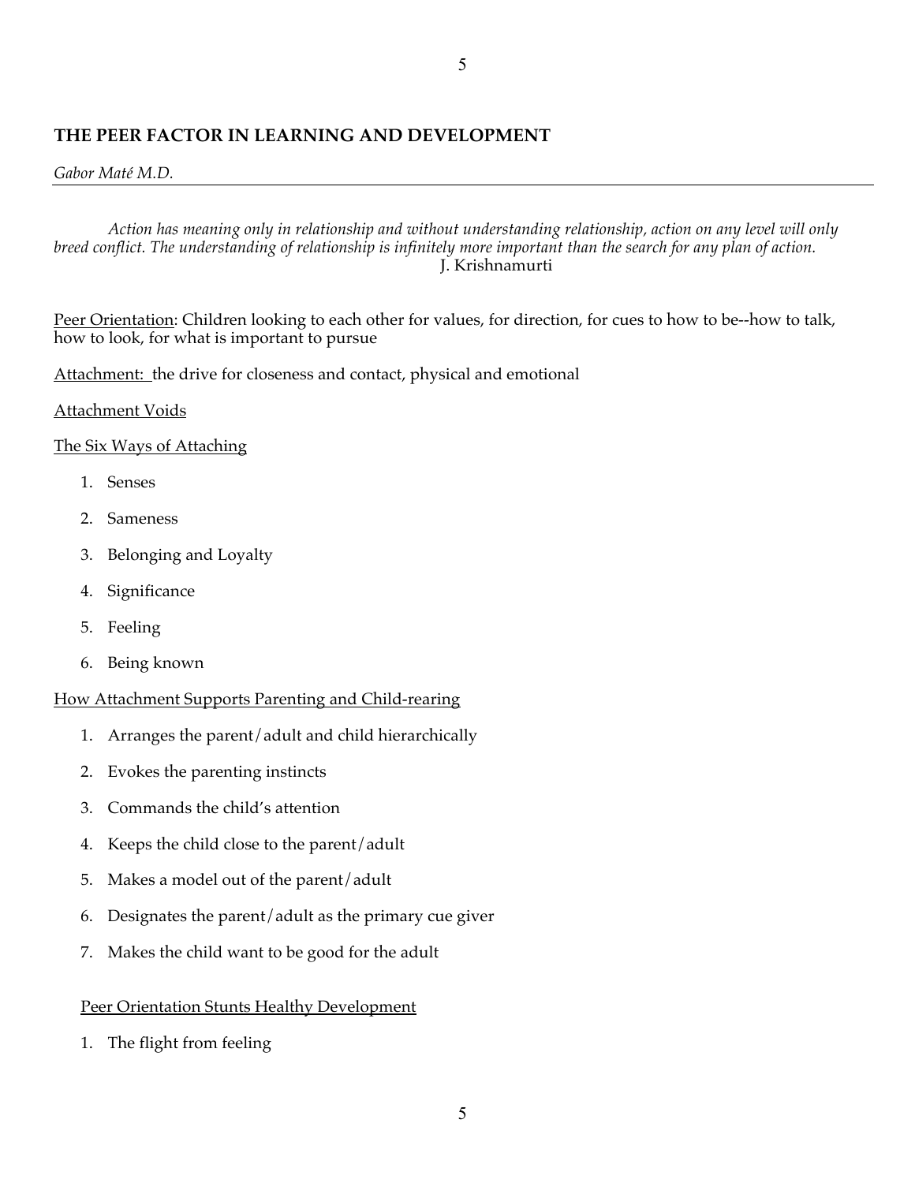## THE PEER FACTOR IN LEARNING AND DEVELOPMENT

*Gabor Maté M.D.*

---

*Action has meaning only in relationship and without understanding relationship, action on any level will only breed conflict. The understanding of relationship is infinitely more important than the search for any plan of action.*

J. Krishnamurti

<u>Peer Orientation</u>: Children looking to each other for values, for direction, for cues to how to be--how to talk, how to look, for what is important to pursue

<u>Attachment:</u> the drive for closeness and contact, physical and emotional

<u>Attachment Voids</u>

<u>The Six Ways of Attaching</u>

1. Senses
2. Sameness
3. Belonging and Loyalty
4. Significance
5. Feeling
6. Being known

<u>How Attachment Supports Parenting and Child-rearing</u>

1. Arranges the parent/adult and child hierarchically
2. Evokes the parenting instincts
3. Commands the child's attention
4. Keeps the child close to the parent/adult
5. Makes a model out of the parent/adult
6. Designates the parent/adult as the primary cue giver
7. Makes the child want to be good for the adult

<u>Peer Orientation Stunts Healthy Development</u>

1. The flight from feeling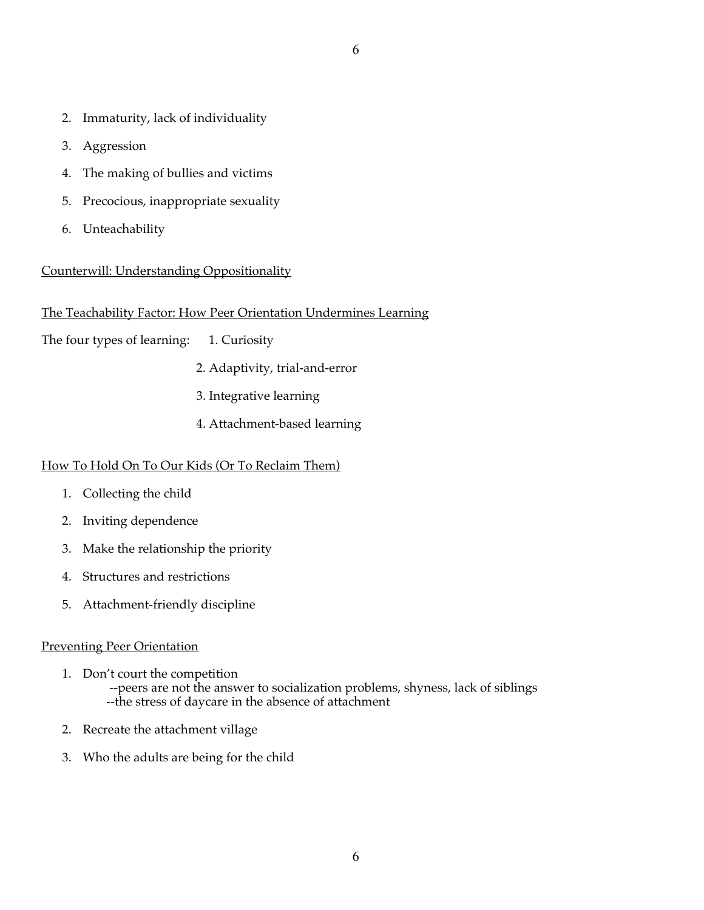2. Immaturity, lack of individuality
3. Aggression
4. The making of bullies and victims
5. Precocious, inappropriate sexuality
6. Unteachability

<u>Counterwill: Understanding Oppositionality</u>

<u>The Teachability Factor: How Peer Orientation Undermines Learning</u>

The four types of learning:

1. Curiosity
2. Adaptivity, trial-and-error
3. Integrative learning
4. Attachment-based learning

<u>How To Hold On To Our Kids (Or To Reclaim Them)</u>

1. Collecting the child
2. Inviting dependence
3. Make the relationship the priority
4. Structures and restrictions
5. Attachment-friendly discipline

<u>Preventing Peer Orientation</u>

1. Don't court the competition
   --peers are not the answer to socialization problems, shyness, lack of siblings
   --the stress of daycare in the absence of attachment
2. Recreate the attachment village
3. Who the adults are being for the child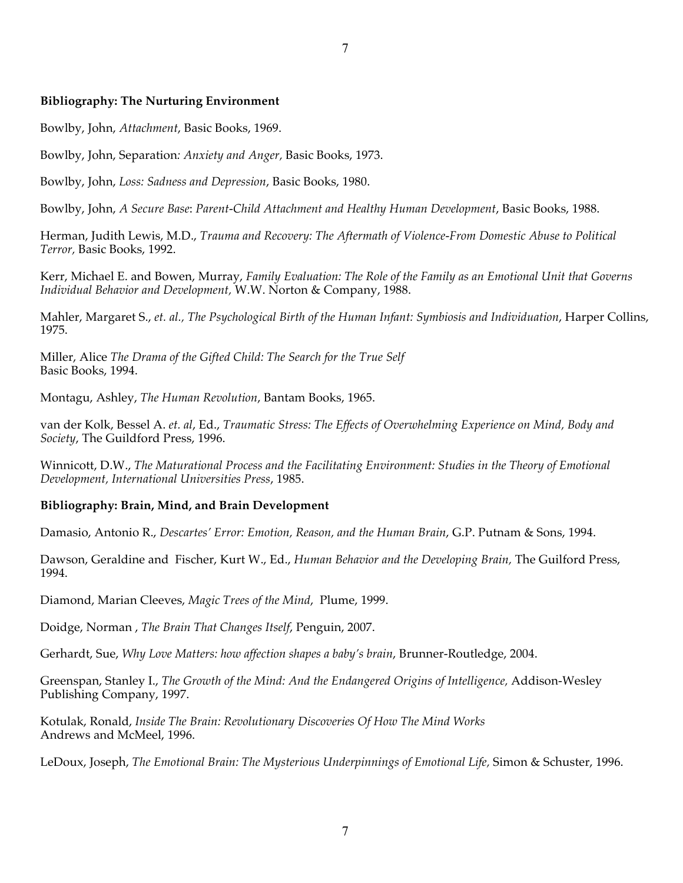**Bibliography: The Nurturing Environment**

Bowlby, John, *Attachment*, Basic Books, 1969.

Bowlby, John, Separation*: Anxiety and Anger,* Basic Books, 1973.

Bowlby, John, *Loss: Sadness and Depression*, Basic Books, 1980.

Bowlby, John, *A Secure Base*: *Parent-Child Attachment and Healthy Human Development*, Basic Books, 1988.

Herman, Judith Lewis, M.D., *Trauma and Recovery: The Aftermath of Violence-From Domestic Abuse to Political Terror,* Basic Books, 1992.

Kerr, Michael E. and Bowen, Murray, *Family Evaluation: The Role of the Family as an Emotional Unit that Governs Individual Behavior and Development,* W.W. Norton & Company, 1988.

Mahler, Margaret S., *et. al., The Psychological Birth of the Human Infant: Symbiosis and Individuation*, Harper Collins, 1975.

Miller, Alice *The Drama of the Gifted Child: The Search for the True Self*
Basic Books, 1994.

Montagu, Ashley, *The Human Revolution*, Bantam Books, 1965.

van der Kolk, Bessel A. *et. al*, Ed., *Traumatic Stress: The Effects of Overwhelming Experience on Mind, Body and Society*, The Guildford Press, 1996.

Winnicott, D.W., *The Maturational Process and the Facilitating Environment: Studies in the Theory of Emotional Development, International Universities Press*, 1985.

**Bibliography: Brain, Mind, and Brain Development**

Damasio, Antonio R., *Descartes' Error: Emotion, Reason, and the Human Brain*, G.P. Putnam & Sons, 1994.

Dawson, Geraldine and Fischer, Kurt W., Ed., *Human Behavior and the Developing Brain,* The Guilford Press, 1994.

Diamond, Marian Cleeves, *Magic Trees of the Mind*, Plume, 1999.

Doidge, Norman , *The Brain That Changes Itself*, Penguin, 2007.

Gerhardt, Sue, *Why Love Matters: how affection shapes a baby's brain*, Brunner-Routledge, 2004.

Greenspan, Stanley I., *The Growth of the Mind: And the Endangered Origins of Intelligence,* Addison-Wesley Publishing Company, 1997.

Kotulak, Ronald, *Inside The Brain: Revolutionary Discoveries Of How The Mind Works*
Andrews and McMeel, 1996.

LeDoux, Joseph, *The Emotional Brain: The Mysterious Underpinnings of Emotional Life,* Simon & Schuster, 1996.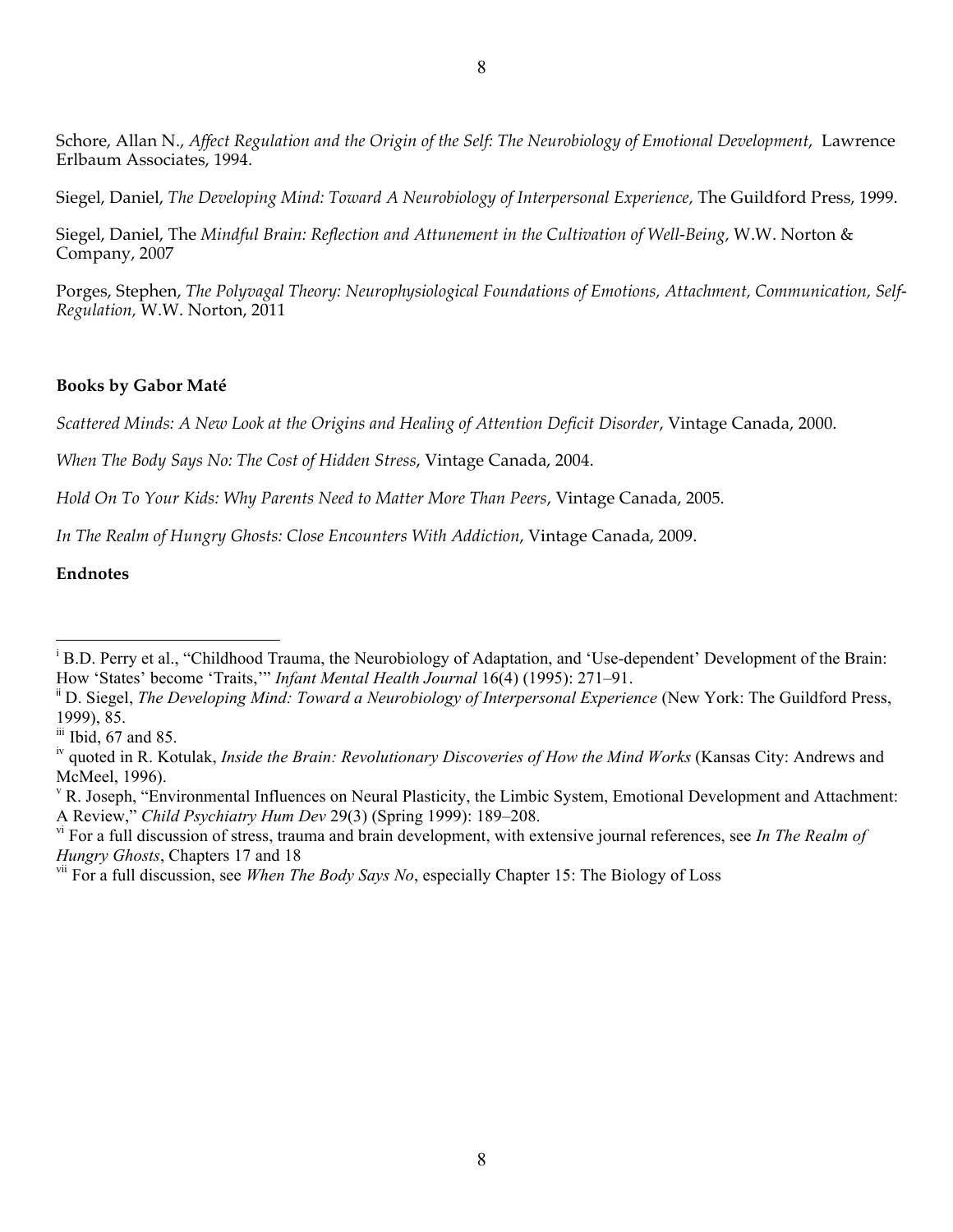Schore, Allan N., *Affect Regulation and the Origin of the Self: The Neurobiology of Emotional Development*, Lawrence Erlbaum Associates, 1994.

Siegel, Daniel, *The Developing Mind: Toward A Neurobiology of Interpersonal Experience,* The Guildford Press, 1999.

Siegel, Daniel, The *Mindful Brain: Reflection and Attunement in the Cultivation of Well-Being,* W.W. Norton & Company, 2007

Porges, Stephen, *The Polyvagal Theory: Neurophysiological Foundations of Emotions, Attachment, Communication, Self-Regulation,* W.W. Norton, 2011

**Books by Gabor Maté**

*Scattered Minds: A New Look at the Origins and Healing of Attention Deficit Disorder*, Vintage Canada, 2000.

*When The Body Says No: The Cost of Hidden Stress*, Vintage Canada, 2004.

*Hold On To Your Kids: Why Parents Need to Matter More Than Peers*, Vintage Canada, 2005.

*In The Realm of Hungry Ghosts: Close Encounters With Addiction*, Vintage Canada, 2009.

**Endnotes**

---

[i] B.D. Perry et al., "Childhood Trauma, the Neurobiology of Adaptation, and 'Use-dependent' Development of the Brain: How 'States' become 'Traits,'" *Infant Mental Health Journal* 16(4) (1995): 271–91.

[ii] D. Siegel, *The Developing Mind: Toward a Neurobiology of Interpersonal Experience* (New York: The Guildford Press, 1999), 85.

[iii] Ibid, 67 and 85.

[iv] quoted in R. Kotulak, *Inside the Brain: Revolutionary Discoveries of How the Mind Works* (Kansas City: Andrews and McMeel, 1996).

[v] R. Joseph, "Environmental Influences on Neural Plasticity, the Limbic System, Emotional Development and Attachment: A Review," *Child Psychiatry Hum Dev* 29(3) (Spring 1999): 189–208.

[vi] For a full discussion of stress, trauma and brain development, with extensive journal references, see *In The Realm of Hungry Ghosts*, Chapters 17 and 18

[vii] For a full discussion, see *When The Body Says No*, especially Chapter 15: The Biology of Loss